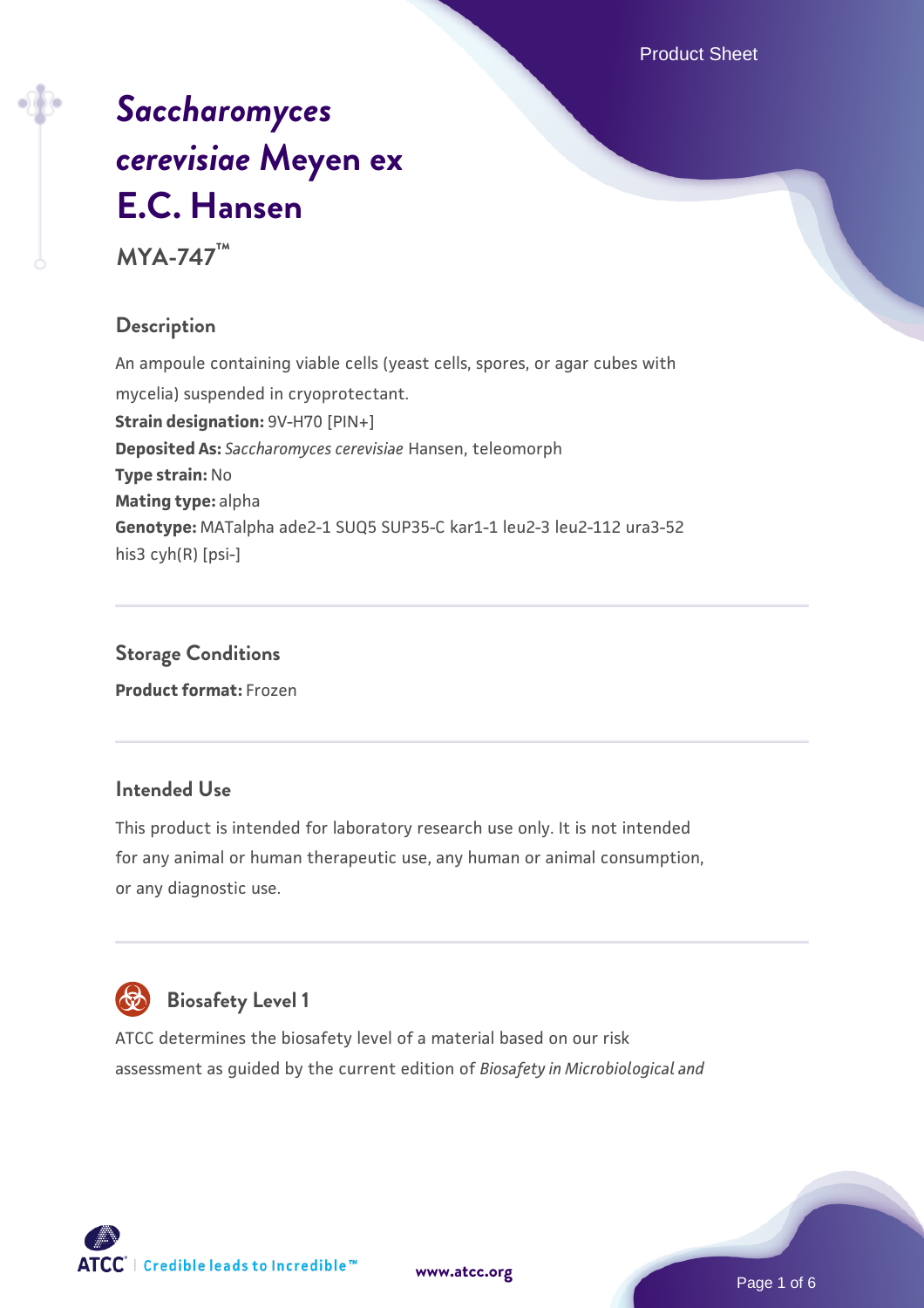# *Saccharomyces cerevisiae* Meyen ex E.C. Hansen

**MYA-747™**

## Description

An ampoule containing viable cells (yeast cells, spores, or agar cubes with mycelia) suspended in cryoprotectant.

**Strain designation:** 9V-H70 [PIN+]

**Deposited As:** *Saccharomyces cerevisiae* Hansen, teleomorph

**Type strain:** No

**Mating type:** alpha

**Genotype:** MATalpha ade2-1 SUQ5 SUP35-C kar1-1 leu2-3 leu2-112 ura3-52 his3 cyh(R) [psi-]

## Storage Conditions

**Product format:** Frozen

## Intended Use

This product is intended for laboratory research use only. It is not intended for any animal or human therapeutic use, any human or animal consumption, or any diagnostic use.

## Biosafety Level 1

ATCC determines the biosafety level of a material based on our risk assessment as guided by the current edition of *Biosafety in Microbiological and*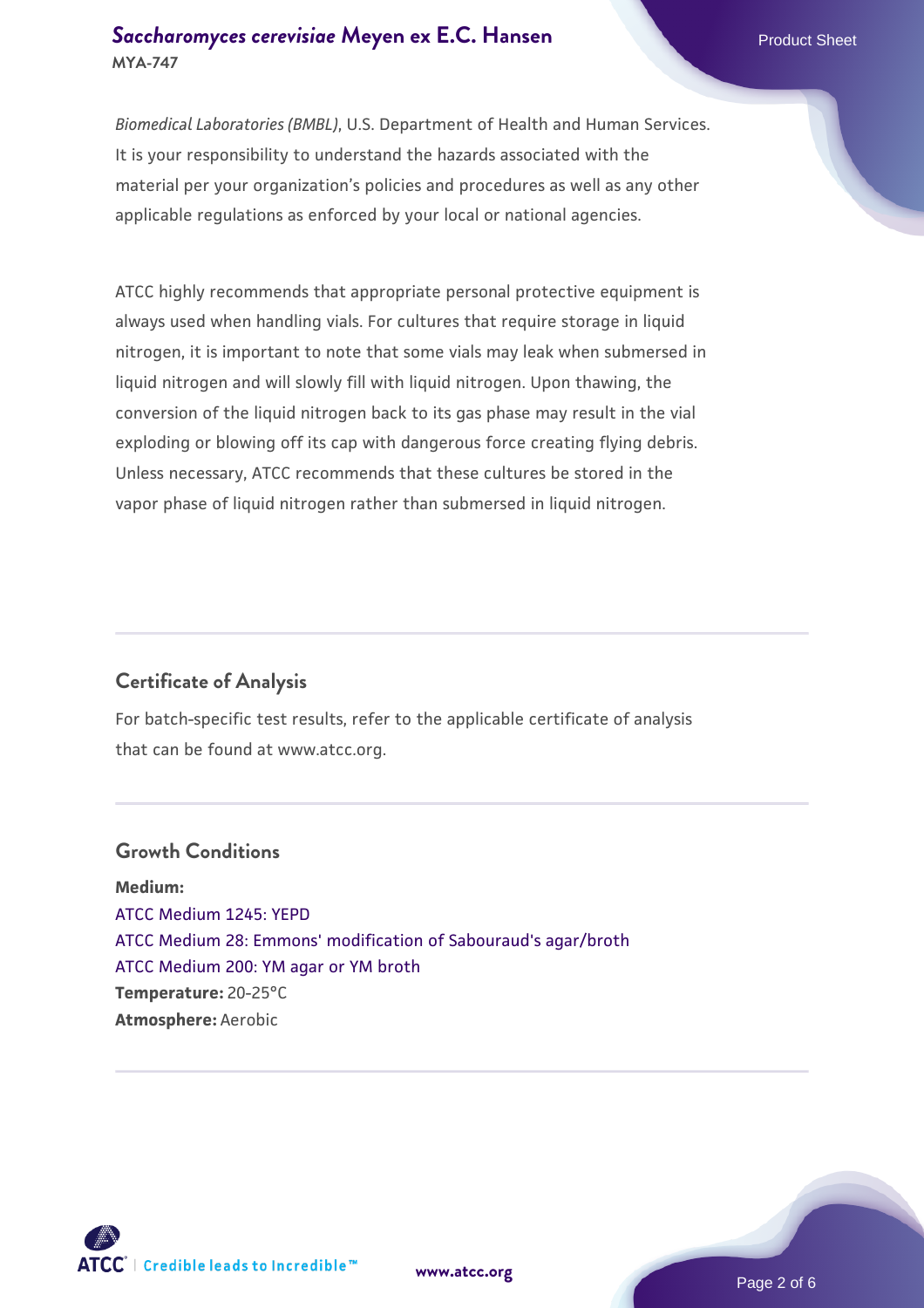*Biomedical Laboratories (BMBL)*, U.S. Department of Health and Human Services. It is your responsibility to understand the hazards associated with the material per your organization's policies and procedures as well as any other applicable regulations as enforced by your local or national agencies.

ATCC highly recommends that appropriate personal protective equipment is always used when handling vials. For cultures that require storage in liquid nitrogen, it is important to note that some vials may leak when submersed in liquid nitrogen and will slowly fill with liquid nitrogen. Upon thawing, the conversion of the liquid nitrogen back to its gas phase may result in the vial exploding or blowing off its cap with dangerous force creating flying debris. Unless necessary, ATCC recommends that these cultures be stored in the vapor phase of liquid nitrogen rather than submersed in liquid nitrogen.

## Certificate of Analysis

For batch-specific test results, refer to the applicable certificate of analysis that can be found at www.atcc.org.

## Growth Conditions

**Medium:**
ATCC Medium 1245: YEPD
ATCC Medium 28: Emmons' modification of Sabouraud's agar/broth
ATCC Medium 200: YM agar or YM broth
**Temperature:** 20-25°C
**Atmosphere:** Aerobic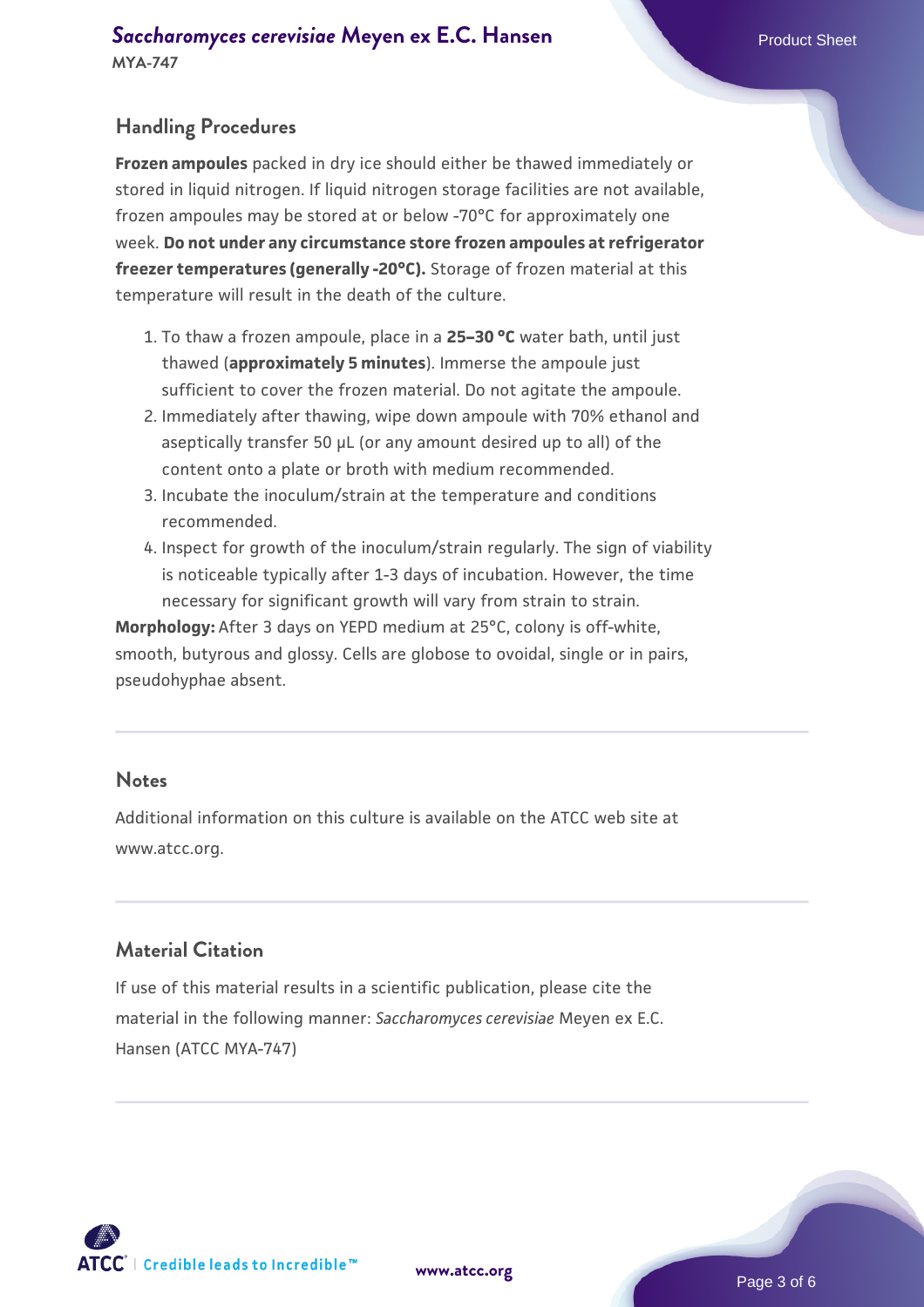## Handling Procedures

**Frozen ampoules** packed in dry ice should either be thawed immediately or stored in liquid nitrogen. If liquid nitrogen storage facilities are not available, frozen ampoules may be stored at or below -70°C for approximately one week. **Do not under any circumstance store frozen ampoules at refrigerator freezer temperatures (generally -20°C).** Storage of frozen material at this temperature will result in the death of the culture.

1. To thaw a frozen ampoule, place in a **25–30 °C** water bath, until just thawed (**approximately 5 minutes**). Immerse the ampoule just sufficient to cover the frozen material. Do not agitate the ampoule.
2. Immediately after thawing, wipe down ampoule with 70% ethanol and aseptically transfer 50 µL (or any amount desired up to all) of the content onto a plate or broth with medium recommended.
3. Incubate the inoculum/strain at the temperature and conditions recommended.
4. Inspect for growth of the inoculum/strain regularly. The sign of viability is noticeable typically after 1-3 days of incubation. However, the time necessary for significant growth will vary from strain to strain.

**Morphology:** After 3 days on YEPD medium at 25°C, colony is off-white, smooth, butyrous and glossy. Cells are globose to ovoidal, single or in pairs, pseudohyphae absent.

## Notes

Additional information on this culture is available on the ATCC web site at www.atcc.org.

## Material Citation

If use of this material results in a scientific publication, please cite the material in the following manner: *Saccharomyces cerevisiae* Meyen ex E.C. Hansen (ATCC MYA-747)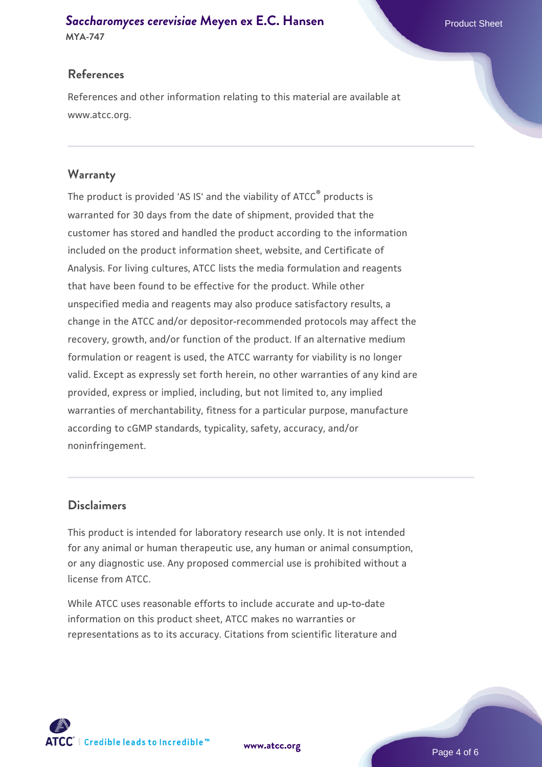## References

References and other information relating to this material are available at www.atcc.org.

## Warranty

The product is provided 'AS IS' and the viability of ATCC® products is warranted for 30 days from the date of shipment, provided that the customer has stored and handled the product according to the information included on the product information sheet, website, and Certificate of Analysis. For living cultures, ATCC lists the media formulation and reagents that have been found to be effective for the product. While other unspecified media and reagents may also produce satisfactory results, a change in the ATCC and/or depositor-recommended protocols may affect the recovery, growth, and/or function of the product. If an alternative medium formulation or reagent is used, the ATCC warranty for viability is no longer valid. Except as expressly set forth herein, no other warranties of any kind are provided, express or implied, including, but not limited to, any implied warranties of merchantability, fitness for a particular purpose, manufacture according to cGMP standards, typicality, safety, accuracy, and/or noninfringement.

## Disclaimers

This product is intended for laboratory research use only. It is not intended for any animal or human therapeutic use, any human or animal consumption, or any diagnostic use. Any proposed commercial use is prohibited without a license from ATCC.

While ATCC uses reasonable efforts to include accurate and up-to-date information on this product sheet, ATCC makes no warranties or representations as to its accuracy. Citations from scientific literature and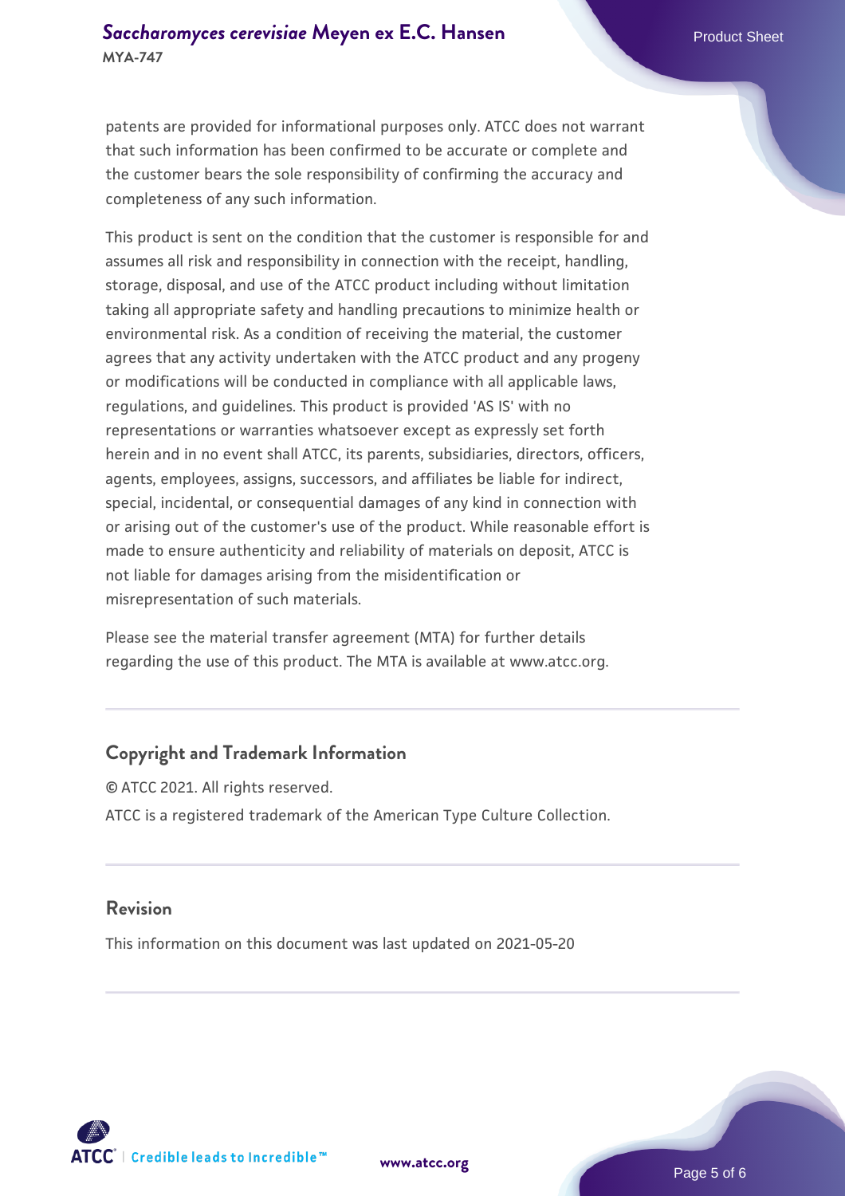patents are provided for informational purposes only. ATCC does not warrant that such information has been confirmed to be accurate or complete and the customer bears the sole responsibility of confirming the accuracy and completeness of any such information.

This product is sent on the condition that the customer is responsible for and assumes all risk and responsibility in connection with the receipt, handling, storage, disposal, and use of the ATCC product including without limitation taking all appropriate safety and handling precautions to minimize health or environmental risk. As a condition of receiving the material, the customer agrees that any activity undertaken with the ATCC product and any progeny or modifications will be conducted in compliance with all applicable laws, regulations, and guidelines. This product is provided 'AS IS' with no representations or warranties whatsoever except as expressly set forth herein and in no event shall ATCC, its parents, subsidiaries, directors, officers, agents, employees, assigns, successors, and affiliates be liable for indirect, special, incidental, or consequential damages of any kind in connection with or arising out of the customer's use of the product. While reasonable effort is made to ensure authenticity and reliability of materials on deposit, ATCC is not liable for damages arising from the misidentification or misrepresentation of such materials.

Please see the material transfer agreement (MTA) for further details regarding the use of this product. The MTA is available at www.atcc.org.

## Copyright and Trademark Information

© ATCC 2021. All rights reserved.

ATCC is a registered trademark of the American Type Culture Collection.

## Revision

This information on this document was last updated on 2021-05-20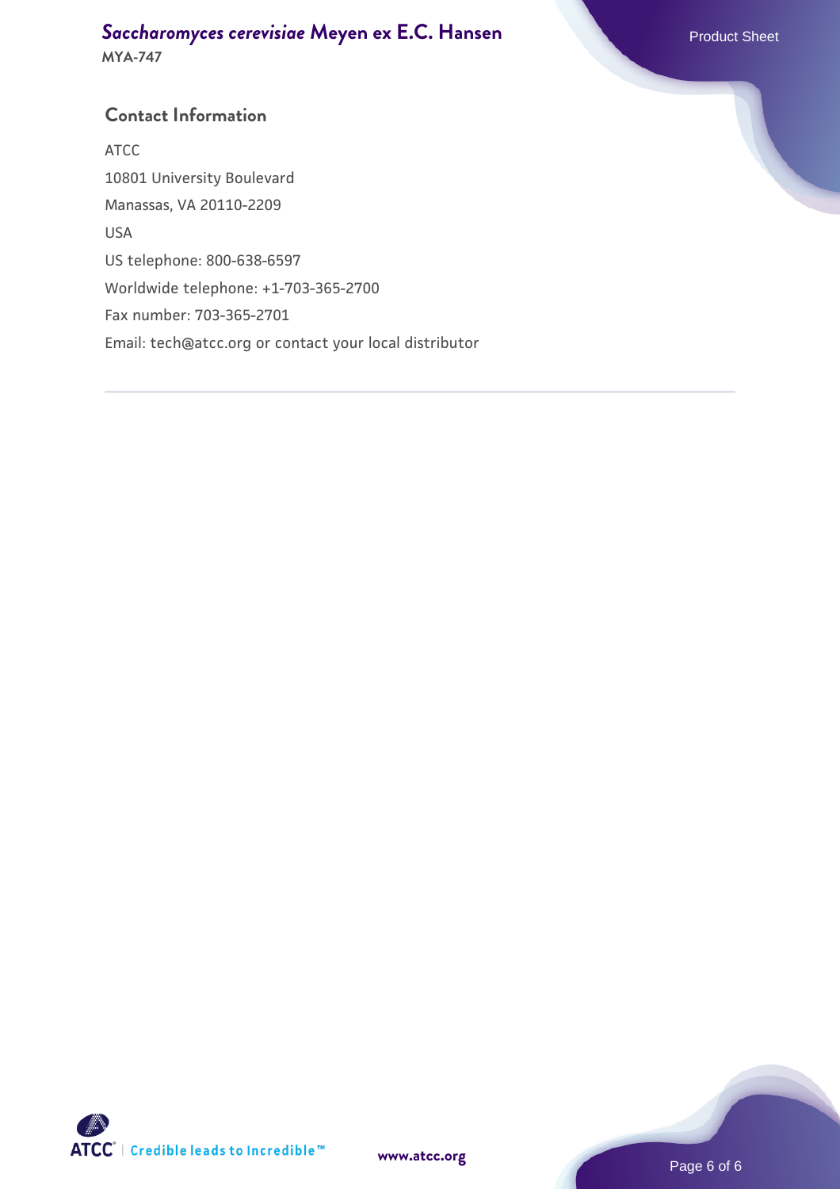## Contact Information

ATCC

10801 University Boulevard

Manassas, VA 20110-2209

USA

US telephone: 800-638-6597

Worldwide telephone: +1-703-365-2700

Fax number: 703-365-2701

Email: tech@atcc.org or contact your local distributor